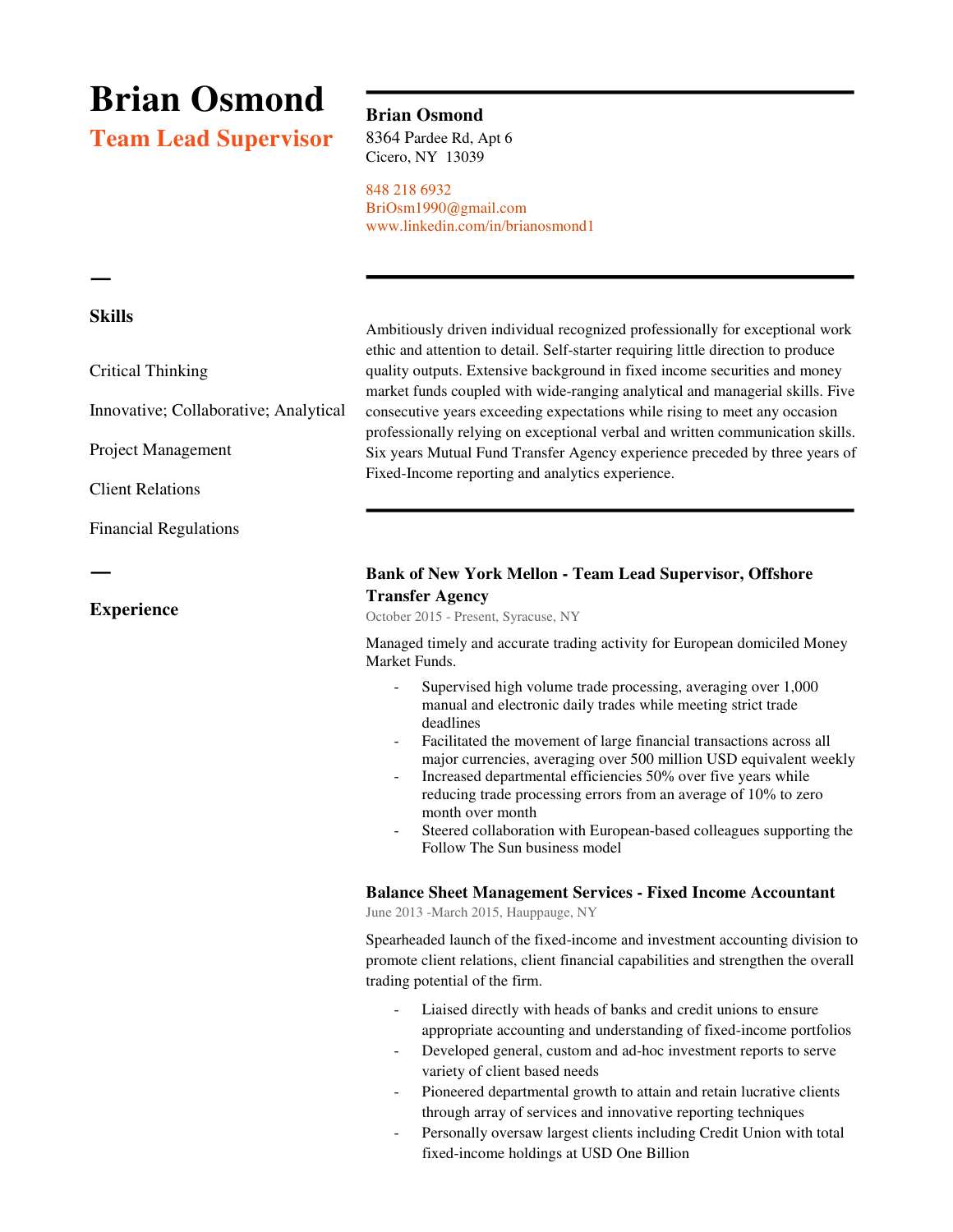# Brian Osmond

## Team Lead Supervisor

**Brian Osmond**
8364 Pardee Rd, Apt 6
Cicero, NY 13039

848 218 6932
BriOsm1990@gmail.com
www.linkedin.com/in/brianosmond1

Ambitiously driven individual recognized professionally for exceptional work ethic and attention to detail. Self-starter requiring little direction to produce quality outputs. Extensive background in fixed income securities and money market funds coupled with wide-ranging analytical and managerial skills. Five consecutive years exceeding expectations while rising to meet any occasion professionally relying on exceptional verbal and written communication skills. Six years Mutual Fund Transfer Agency experience preceded by three years of Fixed-Income reporting and analytics experience.

## Skills

Critical Thinking

Innovative; Collaborative; Analytical

Project Management

Client Relations

Financial Regulations

## Experience

### Bank of New York Mellon - Team Lead Supervisor, Offshore Transfer Agency

October 2015 - Present, Syracuse, NY

Managed timely and accurate trading activity for European domiciled Money Market Funds.

- Supervised high volume trade processing, averaging over 1,000 manual and electronic daily trades while meeting strict trade deadlines
- Facilitated the movement of large financial transactions across all major currencies, averaging over 500 million USD equivalent weekly
- Increased departmental efficiencies 50% over five years while reducing trade processing errors from an average of 10% to zero month over month
- Steered collaboration with European-based colleagues supporting the Follow The Sun business model

### Balance Sheet Management Services - Fixed Income Accountant

June 2013 -March 2015, Hauppauge, NY

Spearheaded launch of the fixed-income and investment accounting division to promote client relations, client financial capabilities and strengthen the overall trading potential of the firm.

- Liaised directly with heads of banks and credit unions to ensure appropriate accounting and understanding of fixed-income portfolios
- Developed general, custom and ad-hoc investment reports to serve variety of client based needs
- Pioneered departmental growth to attain and retain lucrative clients through array of services and innovative reporting techniques
- Personally oversaw largest clients including Credit Union with total fixed-income holdings at USD One Billion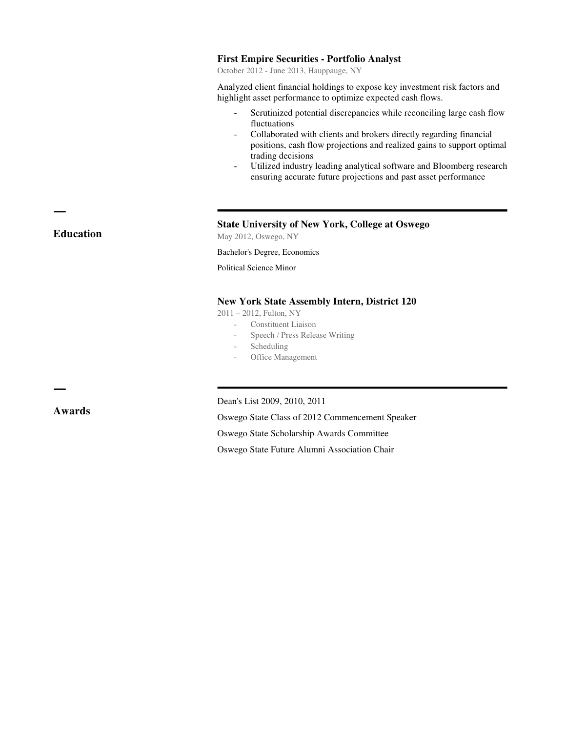### First Empire Securities - Portfolio Analyst

October 2012 - June 2013, Hauppauge, NY

Analyzed client financial holdings to expose key investment risk factors and highlight asset performance to optimize expected cash flows.

- Scrutinized potential discrepancies while reconciling large cash flow fluctuations
- Collaborated with clients and brokers directly regarding financial positions, cash flow projections and realized gains to support optimal trading decisions
- Utilized industry leading analytical software and Bloomberg research ensuring accurate future projections and past asset performance

---

## Education

### State University of New York, College at Oswego

May 2012, Oswego, NY

Bachelor's Degree, Economics

Political Science Minor

### New York State Assembly Intern, District 120

2011 – 2012, Fulton, NY

- Constituent Liaison
- Speech / Press Release Writing
- Scheduling
- Office Management

---

## Awards

Dean's List 2009, 2010, 2011

Oswego State Class of 2012 Commencement Speaker

Oswego State Scholarship Awards Committee

Oswego State Future Alumni Association Chair